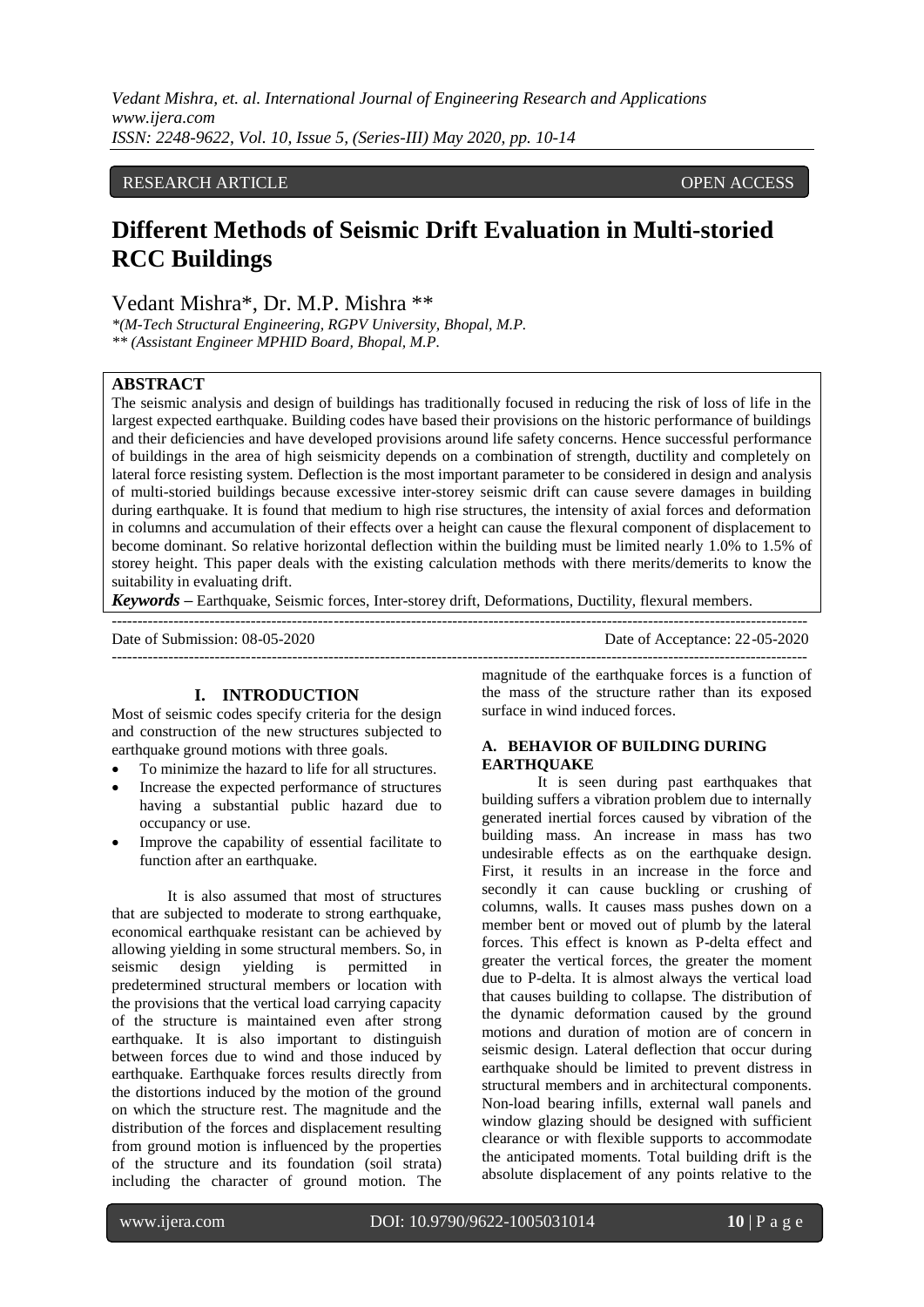RESEARCH ARTICLE OPEN ACCESS

# Different Methods of Seismic Drift Evaluation in Multi-storied RCC Buildings

Vedant Mishra*, Dr. M.P. Mishra **

*(M-Tech Structural Engineering, RGPV University, Bhopal, M.P.

** (Assistant Engineer MPHID Board, Bhopal, M.P.

## ABSTRACT

The seismic analysis and design of buildings has traditionally focused in reducing the risk of loss of life in the largest expected earthquake. Building codes have based their provisions on the historic performance of buildings and their deficiencies and have developed provisions around life safety concerns. Hence successful performance of buildings in the area of high seismicity depends on a combination of strength, ductility and completely on lateral force resisting system. Deflection is the most important parameter to be considered in design and analysis of multi-storied buildings because excessive inter-storey seismic drift can cause severe damages in building during earthquake. It is found that medium to high rise structures, the intensity of axial forces and deformation in columns and accumulation of their effects over a height can cause the flexural component of displacement to become dominant. So relative horizontal deflection within the building must be limited nearly 1.0% to 1.5% of storey height. This paper deals with the existing calculation methods with there merits/demerits to know the suitability in evaluating drift.

***Keywords*** **–** Earthquake, Seismic forces, Inter-storey drift, Deformations, Ductility, flexural members.

Date of Submission: 08-05-2020 Date of Acceptance: 22-05-2020

## I. INTRODUCTION

Most of seismic codes specify criteria for the design and construction of the new structures subjected to earthquake ground motions with three goals.

- To minimize the hazard to life for all structures.
- Increase the expected performance of structures having a substantial public hazard due to occupancy or use.
- Improve the capability of essential facilitate to function after an earthquake.

It is also assumed that most of structures that are subjected to moderate to strong earthquake, economical earthquake resistant can be achieved by allowing yielding in some structural members. So, in seismic design yielding is permitted in predetermined structural members or location with the provisions that the vertical load carrying capacity of the structure is maintained even after strong earthquake. It is also important to distinguish between forces due to wind and those induced by earthquake. Earthquake forces results directly from the distortions induced by the motion of the ground on which the structure rest. The magnitude and the distribution of the forces and displacement resulting from ground motion is influenced by the properties of the structure and its foundation (soil strata) including the character of ground motion. The magnitude of the earthquake forces is a function of the mass of the structure rather than its exposed surface in wind induced forces.

### A. BEHAVIOR OF BUILDING DURING EARTHQUAKE

It is seen during past earthquakes that building suffers a vibration problem due to internally generated inertial forces caused by vibration of the building mass. An increase in mass has two undesirable effects as on the earthquake design. First, it results in an increase in the force and secondly it can cause buckling or crushing of columns, walls. It causes mass pushes down on a member bent or moved out of plumb by the lateral forces. This effect is known as P-delta effect and greater the vertical forces, the greater the moment due to P-delta. It is almost always the vertical load that causes building to collapse. The distribution of the dynamic deformation caused by the ground motions and duration of motion are of concern in seismic design. Lateral deflection that occur during earthquake should be limited to prevent distress in structural members and in architectural components. Non-load bearing infills, external wall panels and window glazing should be designed with sufficient clearance or with flexible supports to accommodate the anticipated moments. Total building drift is the absolute displacement of any points relative to the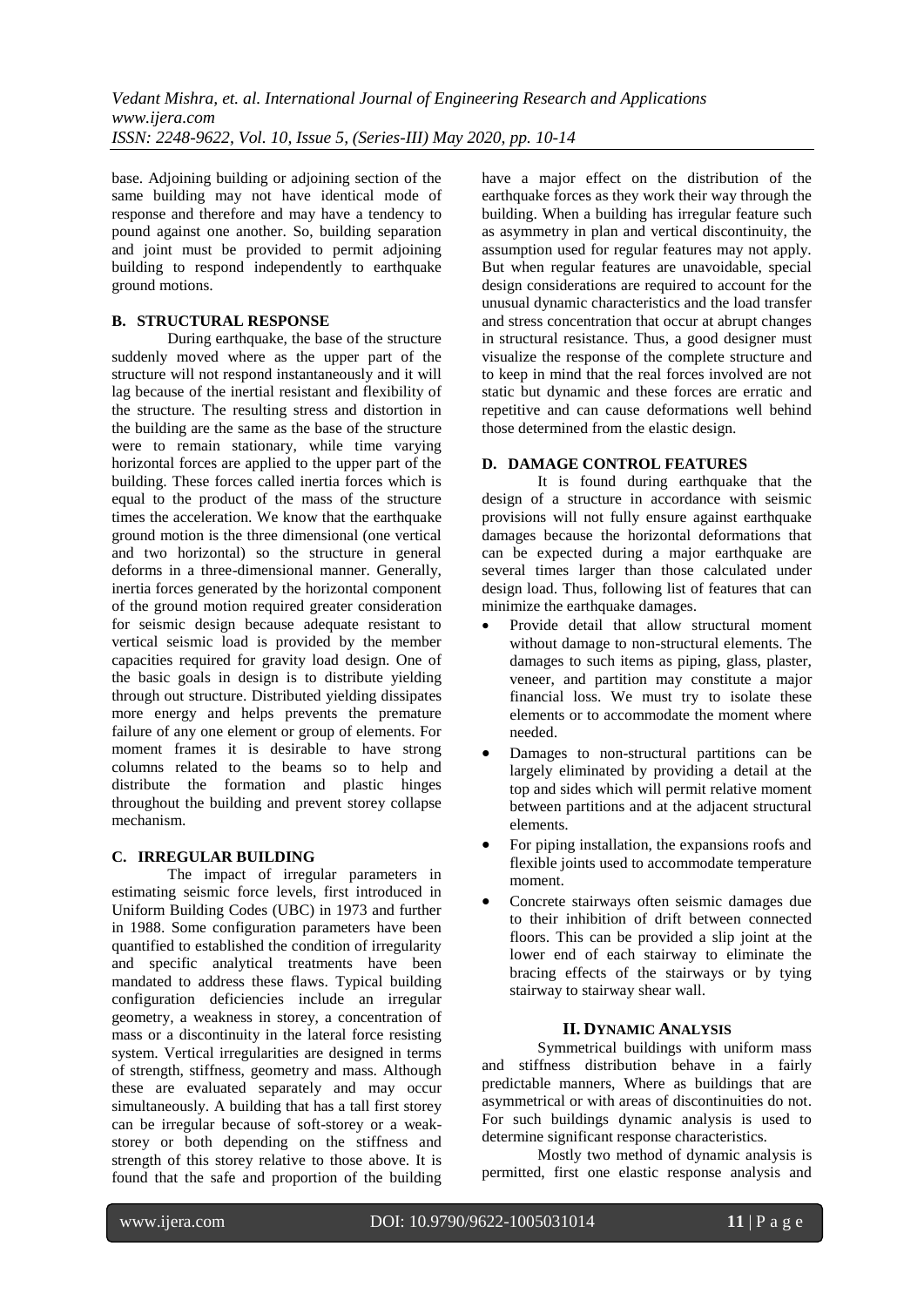base. Adjoining building or adjoining section of the same building may not have identical mode of response and therefore and may have a tendency to pound against one another. So, building separation and joint must be provided to permit adjoining building to respond independently to earthquake ground motions.

### B. STRUCTURAL RESPONSE

During earthquake, the base of the structure suddenly moved where as the upper part of the structure will not respond instantaneously and it will lag because of the inertial resistant and flexibility of the structure. The resulting stress and distortion in the building are the same as the base of the structure were to remain stationary, while time varying horizontal forces are applied to the upper part of the building. These forces called inertia forces which is equal to the product of the mass of the structure times the acceleration. We know that the earthquake ground motion is the three dimensional (one vertical and two horizontal) so the structure in general deforms in a three-dimensional manner. Generally, inertia forces generated by the horizontal component of the ground motion required greater consideration for seismic design because adequate resistant to vertical seismic load is provided by the member capacities required for gravity load design. One of the basic goals in design is to distribute yielding through out structure. Distributed yielding dissipates more energy and helps prevents the premature failure of any one element or group of elements. For moment frames it is desirable to have strong columns related to the beams so to help and distribute the formation and plastic hinges throughout the building and prevent storey collapse mechanism.

### C. IRREGULAR BUILDING

The impact of irregular parameters in estimating seismic force levels, first introduced in Uniform Building Codes (UBC) in 1973 and further in 1988. Some configuration parameters have been quantified to established the condition of irregularity and specific analytical treatments have been mandated to address these flaws. Typical building configuration deficiencies include an irregular geometry, a weakness in storey, a concentration of mass or a discontinuity in the lateral force resisting system. Vertical irregularities are designed in terms of strength, stiffness, geometry and mass. Although these are evaluated separately and may occur simultaneously. A building that has a tall first storey can be irregular because of soft-storey or a weak-storey or both depending on the stiffness and strength of this storey relative to those above. It is found that the safe and proportion of the building have a major effect on the distribution of the earthquake forces as they work their way through the building. When a building has irregular feature such as asymmetry in plan and vertical discontinuity, the assumption used for regular features may not apply. But when regular features are unavoidable, special design considerations are required to account for the unusual dynamic characteristics and the load transfer and stress concentration that occur at abrupt changes in structural resistance. Thus, a good designer must visualize the response of the complete structure and to keep in mind that the real forces involved are not static but dynamic and these forces are erratic and repetitive and can cause deformations well behind those determined from the elastic design.

### D. DAMAGE CONTROL FEATURES

It is found during earthquake that the design of a structure in accordance with seismic provisions will not fully ensure against earthquake damages because the horizontal deformations that can be expected during a major earthquake are several times larger than those calculated under design load. Thus, following list of features that can minimize the earthquake damages.

- Provide detail that allow structural moment without damage to non-structural elements. The damages to such items as piping, glass, plaster, veneer, and partition may constitute a major financial loss. We must try to isolate these elements or to accommodate the moment where needed.
- Damages to non-structural partitions can be largely eliminated by providing a detail at the top and sides which will permit relative moment between partitions and at the adjacent structural elements.
- For piping installation, the expansions roofs and flexible joints used to accommodate temperature moment.
- Concrete stairways often seismic damages due to their inhibition of drift between connected floors. This can be provided a slip joint at the lower end of each stairway to eliminate the bracing effects of the stairways or by tying stairway to stairway shear wall.

## II. DYNAMIC ANALYSIS

Symmetrical buildings with uniform mass and stiffness distribution behave in a fairly predictable manners, Where as buildings that are asymmetrical or with areas of discontinuities do not. For such buildings dynamic analysis is used to determine significant response characteristics.

Mostly two method of dynamic analysis is permitted, first one elastic response analysis and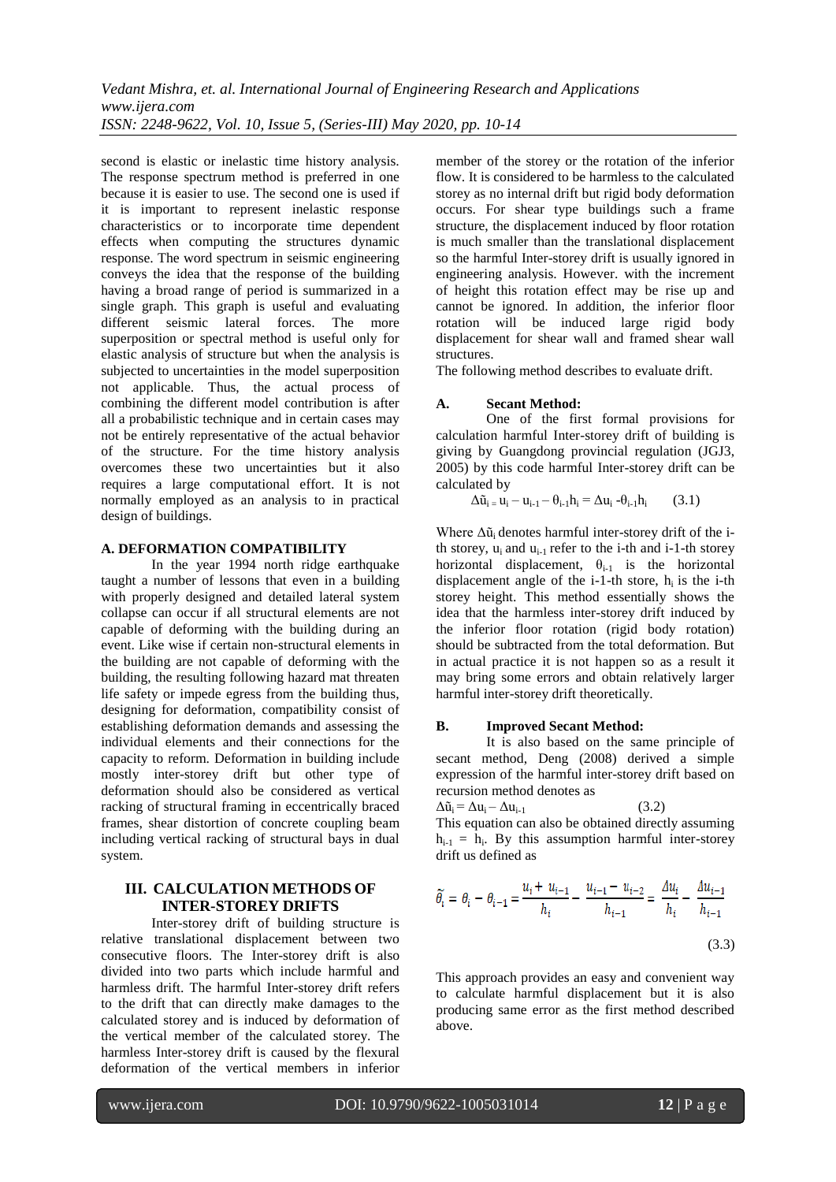second is elastic or inelastic time history analysis. The response spectrum method is preferred in one because it is easier to use. The second one is used if it is important to represent inelastic response characteristics or to incorporate time dependent effects when computing the structures dynamic response. The word spectrum in seismic engineering conveys the idea that the response of the building having a broad range of period is summarized in a single graph. This graph is useful and evaluating different seismic lateral forces. The more superposition or spectral method is useful only for elastic analysis of structure but when the analysis is subjected to uncertainties in the model superposition not applicable. Thus, the actual process of combining the different model contribution is after all a probabilistic technique and in certain cases may not be entirely representative of the actual behavior of the structure. For the time history analysis overcomes these two uncertainties but it also requires a large computational effort. It is not normally employed as an analysis to in practical design of buildings.

### A. DEFORMATION COMPATIBILITY

In the year 1994 north ridge earthquake taught a number of lessons that even in a building with properly designed and detailed lateral system collapse can occur if all structural elements are not capable of deforming with the building during an event. Like wise if certain non-structural elements in the building are not capable of deforming with the building, the resulting following hazard mat threaten life safety or impede egress from the building thus, designing for deformation, compatibility consist of establishing deformation demands and assessing the individual elements and their connections for the capacity to reform. Deformation in building include mostly inter-storey drift but other type of deformation should also be considered as vertical racking of structural framing in eccentrically braced frames, shear distortion of concrete coupling beam including vertical racking of structural bays in dual system.

## III. CALCULATION METHODS OF INTER-STOREY DRIFTS

Inter-storey drift of building structure is relative translational displacement between two consecutive floors. The Inter-storey drift is also divided into two parts which include harmful and harmless drift. The harmful Inter-storey drift refers to the drift that can directly make damages to the calculated storey and is induced by deformation of the vertical member of the calculated storey. The harmless Inter-storey drift is caused by the flexural deformation of the vertical members in inferior member of the storey or the rotation of the inferior flow. It is considered to be harmless to the calculated storey as no internal drift but rigid body deformation occurs. For shear type buildings such a frame structure, the displacement induced by floor rotation is much smaller than the translational displacement so the harmful Inter-storey drift is usually ignored in engineering analysis. However. with the increment of height this rotation effect may be rise up and cannot be ignored. In addition, the inferior floor rotation will be induced large rigid body displacement for shear wall and framed shear wall structures.

The following method describes to evaluate drift.

### A. Secant Method:

One of the first formal provisions for calculation harmful Inter-storey drift of building is giving by Guangdong provincial regulation (JGJ3, 2005) by this code harmful Inter-storey drift can be calculated by

$$\Delta \tilde{u}_i = u_i - u_{i-1} - \theta_{i-1} h_i = \Delta u_i - \theta_{i-1} h_i \qquad (3.1)$$

Where $\Delta \tilde{u}_i$ denotes harmful inter-storey drift of the i-th storey, $u_i$ and $u_{i-1}$ refer to the i-th and i-1-th storey horizontal displacement, $\theta_{i-1}$ is the horizontal displacement angle of the i-1-th store, $h_i$ is the i-th storey height. This method essentially shows the idea that the harmless inter-storey drift induced by the inferior floor rotation (rigid body rotation) should be subtracted from the total deformation. But in actual practice it is not happen so as a result it may bring some errors and obtain relatively larger harmful inter-storey drift theoretically.

### B. Improved Secant Method:

It is also based on the same principle of secant method, Deng (2008) derived a simple expression of the harmful inter-storey drift based on recursion method denotes as

$$\Delta \tilde{u}_i = \Delta u_i - \Delta u_{i-1} \qquad (3.2)$$

This equation can also be obtained directly assuming $h_{i-1} = h_i$. By this assumption harmful inter-storey drift us defined as

$$\tilde{\theta}_i = \theta_i - \theta_{i-1} = \frac{u_i + u_{i-1}}{h_i} - \frac{u_{i-1} - u_{i-2}}{h_{i-1}} = \frac{\Delta u_i}{h_i} - \frac{\Delta u_{i-1}}{h_{i-1}} \qquad (3.3)$$

This approach provides an easy and convenient way to calculate harmful displacement but it is also producing same error as the first method described above.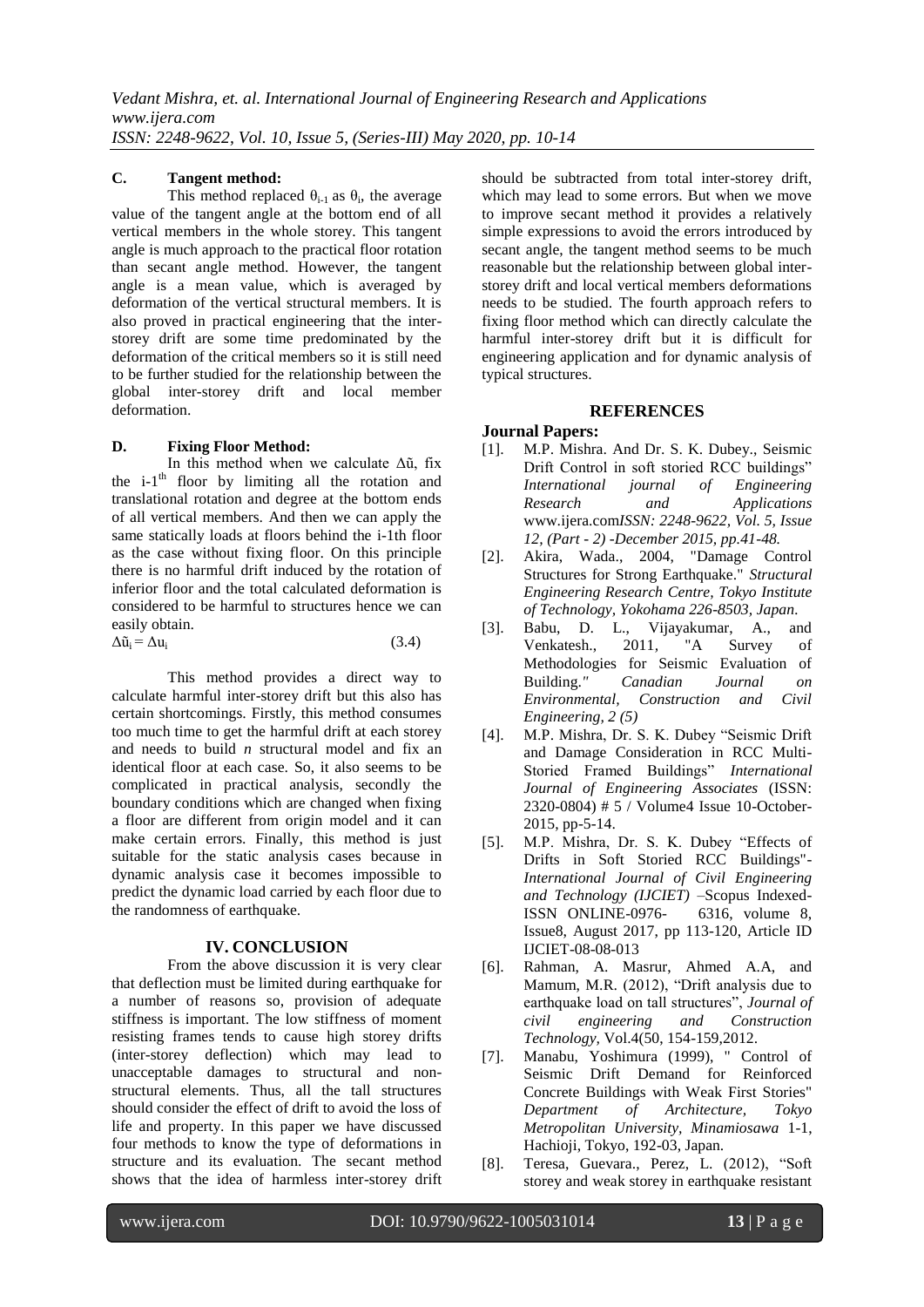### C. Tangent method:

This method replaced $\theta_{i-1}$ as $\theta_i$, the average value of the tangent angle at the bottom end of all vertical members in the whole storey. This tangent angle is much approach to the practical floor rotation than secant angle method. However, the tangent angle is a mean value, which is averaged by deformation of the vertical structural members. It is also proved in practical engineering that the inter-storey drift are some time predominated by the deformation of the critical members so it is still need to be further studied for the relationship between the global inter-storey drift and local member deformation.

### D. Fixing Floor Method:

In this method when we calculate $\Delta\tilde{u}$, fix the i-1[th] floor by limiting all the rotation and translational rotation and degree at the bottom ends of all vertical members. And then we can apply the same statically loads at floors behind the i-1th floor as the case without fixing floor. On this principle there is no harmful drift induced by the rotation of inferior floor and the total calculated deformation is considered to be harmful to structures hence we can easily obtain.

$$\Delta\tilde{u}_i = \Delta u_i \tag{3.4}$$

This method provides a direct way to calculate harmful inter-storey drift but this also has certain shortcomings. Firstly, this method consumes too much time to get the harmful drift at each storey and needs to build *n* structural model and fix an identical floor at each case. So, it also seems to be complicated in practical analysis, secondly the boundary conditions which are changed when fixing a floor are different from origin model and it can make certain errors. Finally, this method is just suitable for the static analysis cases because in dynamic analysis case it becomes impossible to predict the dynamic load carried by each floor due to the randomness of earthquake.

## IV. CONCLUSION

From the above discussion it is very clear that deflection must be limited during earthquake for a number of reasons so, provision of adequate stiffness is important. The low stiffness of moment resisting frames tends to cause high storey drifts (inter-storey deflection) which may lead to unacceptable damages to structural and non-structural elements. Thus, all the tall structures should consider the effect of drift to avoid the loss of life and property. In this paper we have discussed four methods to know the type of deformations in structure and its evaluation. The secant method shows that the idea of harmless inter-storey drift should be subtracted from total inter-storey drift, which may lead to some errors. But when we move to improve secant method it provides a relatively simple expressions to avoid the errors introduced by secant angle, the tangent method seems to be much reasonable but the relationship between global inter-storey drift and local vertical members deformations needs to be studied. The fourth approach refers to fixing floor method which can directly calculate the harmful inter-storey drift but it is difficult for engineering application and for dynamic analysis of typical structures.

## REFERENCES

### Journal Papers:

[1]. M.P. Mishra. And Dr. S. K. Dubey., Seismic Drift Control in soft storied RCC buildings" *International journal of Engineering Research and Applications* www.ijera.com*ISSN: 2248-9622, Vol. 5, Issue 12, (Part - 2) -December 2015, pp.41-48.*

[2]. Akira, Wada., 2004, "Damage Control Structures for Strong Earthquake." *Structural Engineering Research Centre, Tokyo Institute of Technology, Yokohama 226-8503, Japan.*

[3]. Babu, D. L., Vijayakumar, A., and Venkatesh., 2011, "A Survey of Methodologies for Seismic Evaluation of Building." *Canadian Journal on Environmental, Construction and Civil Engineering, 2 (5)*

[4]. M.P. Mishra, Dr. S. K. Dubey "Seismic Drift and Damage Consideration in RCC Multi-Storied Framed Buildings" *International Journal of Engineering Associates* (ISSN: 2320-0804) # 5 / Volume4 Issue 10-October-2015, pp-5-14.

[5]. M.P. Mishra, Dr. S. K. Dubey "Effects of Drifts in Soft Storied RCC Buildings"- *International Journal of Civil Engineering and Technology (IJCIET)* –Scopus Indexed- ISSN ONLINE-0976- 6316, volume 8, Issue8, August 2017, pp 113-120, Article ID IJCIET-08-08-013

[6]. Rahman, A. Masrur, Ahmed A.A, and Mamum, M.R. (2012), "Drift analysis due to earthquake load on tall structures", *Journal of civil engineering and Construction Technology*, Vol.4(50, 154-159,2012.

[7]. Manabu, Yoshimura (1999), " Control of Seismic Drift Demand for Reinforced Concrete Buildings with Weak First Stories" *Department of Architecture, Tokyo Metropolitan University, Minamiosawa* 1-1, Hachioji, Tokyo, 192-03, Japan.

[8]. Teresa, Guevara., Perez, L. (2012), "Soft storey and weak storey in earthquake resistant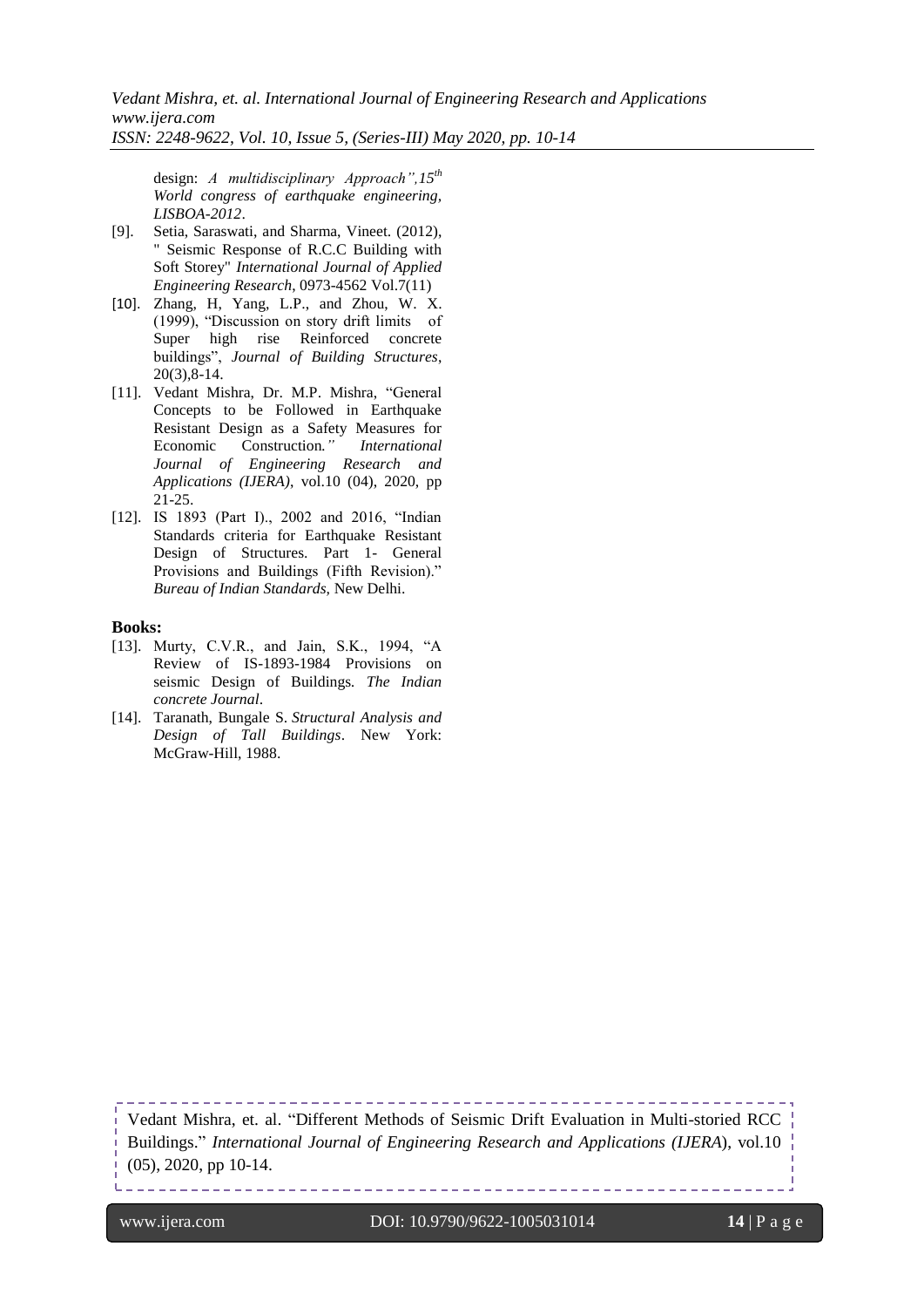design: *A multidisciplinary Approach",15th World congress of earthquake engineering, LISBOA-2012*.

[9]. Setia, Saraswati, and Sharma, Vineet. (2012), " Seismic Response of R.C.C Building with Soft Storey" *International Journal of Applied Engineering Research*, 0973-4562 Vol.7(11)

[10]. Zhang, H, Yang, L.P., and Zhou, W. X. (1999), "Discussion on story drift limits of Super high rise Reinforced concrete buildings", *Journal of Building Structures*, 20(3),8-14.

[11]. Vedant Mishra, Dr. M.P. Mishra, "General Concepts to be Followed in Earthquake Resistant Design as a Safety Measures for Economic Construction*." International Journal of Engineering Research and Applications (IJERA)*, vol.10 (04), 2020, pp 21-25.

[12]. IS 1893 (Part I)., 2002 and 2016, "Indian Standards criteria for Earthquake Resistant Design of Structures. Part 1- General Provisions and Buildings (Fifth Revision)." *Bureau of Indian Standards,* New Delhi.

**Books:**

[13]. Murty, C.V.R., and Jain, S.K., 1994, "A Review of IS-1893-1984 Provisions on seismic Design of Buildings*. The Indian concrete Journal*.

[14]. Taranath, Bungale S. *Structural Analysis and Design of Tall Buildings*. New York: McGraw-Hill, 1988.

Vedant Mishra, et. al. "Different Methods of Seismic Drift Evaluation in Multi-storied RCC Buildings." *International Journal of Engineering Research and Applications (IJERA*), vol.10 (05), 2020, pp 10-14.